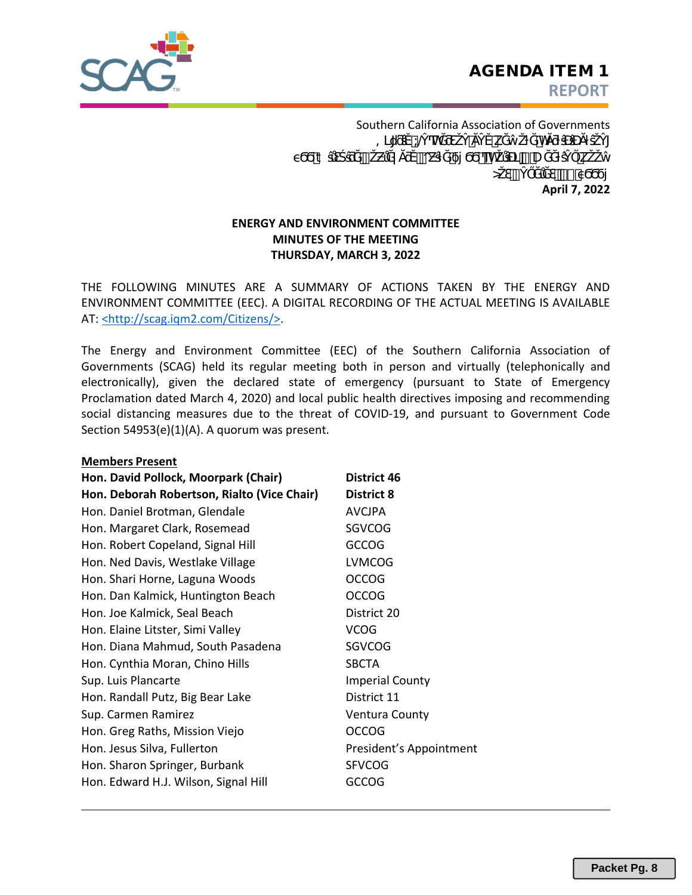**AGENDA ITEM 1**
**REPORT**

Southern California Association of Governments

**April 7, 2022**

**ENERGY AND ENVIRONMENT COMMITTEE**
**MINUTES OF THE MEETING**
**THURSDAY, MARCH 3, 2022**

THE FOLLOWING MINUTES ARE A SUMMARY OF ACTIONS TAKEN BY THE ENERGY AND ENVIRONMENT COMMITTEE (EEC). A DIGITAL RECORDING OF THE ACTUAL MEETING IS AVAILABLE AT: <http://scag.iqm2.com/Citizens/>.

The Energy and Environment Committee (EEC) of the Southern California Association of Governments (SCAG) held its regular meeting both in person and virtually (telephonically and electronically), given the declared state of emergency (pursuant to State of Emergency Proclamation dated March 4, 2020) and local public health directives imposing and recommending social distancing measures due to the threat of COVID-19, and pursuant to Government Code Section 54953(e)(1)(A). A quorum was present.

**Members Present**

| | |
|---|---|
| **Hon. David Pollock, Moorpark (Chair)** | **District 46** |
| **Hon. Deborah Robertson, Rialto (Vice Chair)** | **District 8** |
| Hon. Daniel Brotman, Glendale | AVCJPA |
| Hon. Margaret Clark, Rosemead | SGVCOG |
| Hon. Robert Copeland, Signal Hill | GCCOG |
| Hon. Ned Davis, Westlake Village | LVMCOG |
| Hon. Shari Horne, Laguna Woods | OCCOG |
| Hon. Dan Kalmick, Huntington Beach | OCCOG |
| Hon. Joe Kalmick, Seal Beach | District 20 |
| Hon. Elaine Litster, Simi Valley | VCOG |
| Hon. Diana Mahmud, South Pasadena | SGVCOG |
| Hon. Cynthia Moran, Chino Hills | SBCTA |
| Sup. Luis Plancarte | Imperial County |
| Hon. Randall Putz, Big Bear Lake | District 11 |
| Sup. Carmen Ramirez | Ventura County |
| Hon. Greg Raths, Mission Viejo | OCCOG |
| Hon. Jesus Silva, Fullerton | President's Appointment |
| Hon. Sharon Springer, Burbank | SFVCOG |
| Hon. Edward H.J. Wilson, Signal Hill | GCCOG |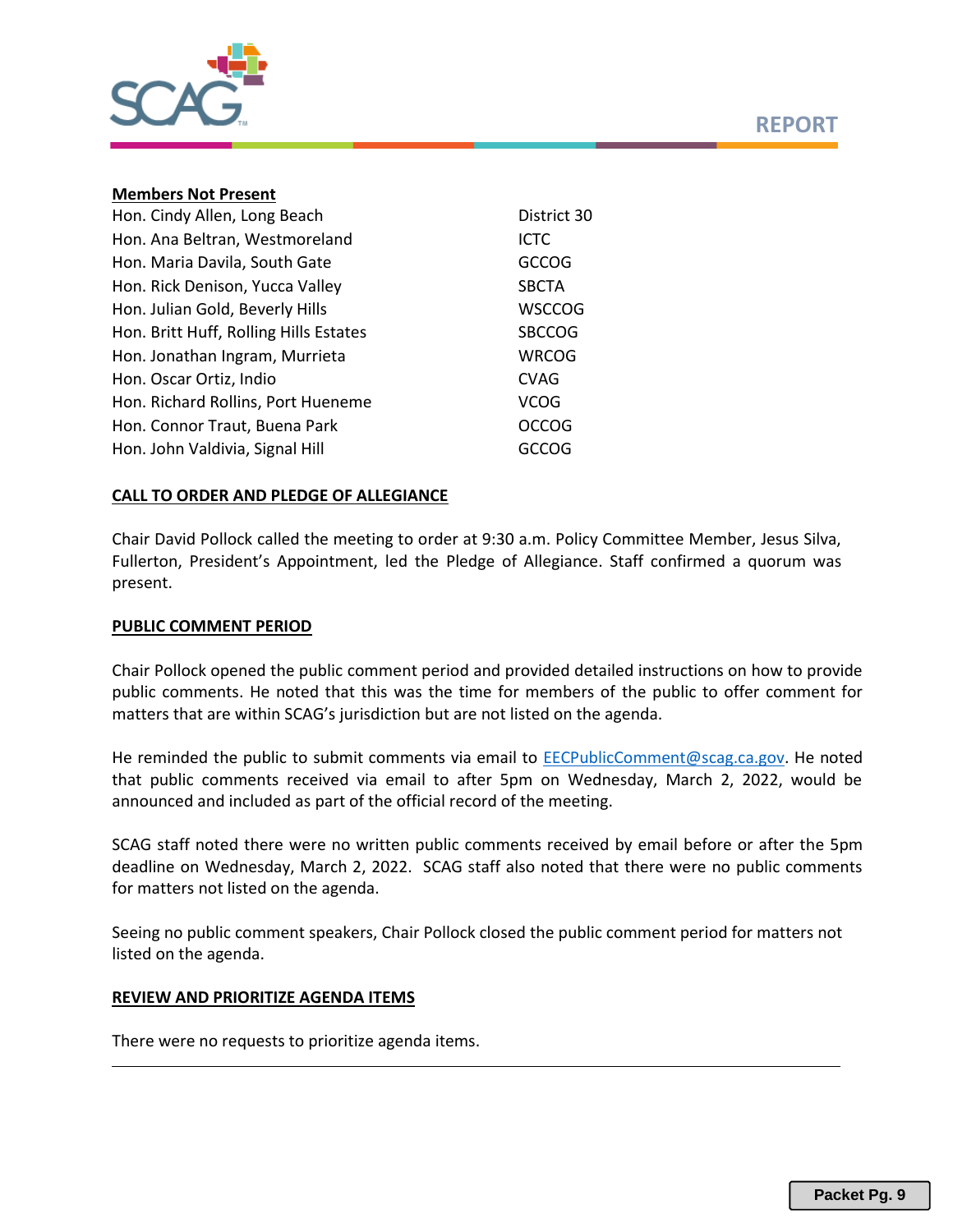**Members Not Present**

| | |
|---|---|
| Hon. Cindy Allen, Long Beach | District 30 |
| Hon. Ana Beltran, Westmoreland | ICTC |
| Hon. Maria Davila, South Gate | GCCOG |
| Hon. Rick Denison, Yucca Valley | SBCTA |
| Hon. Julian Gold, Beverly Hills | WSCCOG |
| Hon. Britt Huff, Rolling Hills Estates | SBCCOG |
| Hon. Jonathan Ingram, Murrieta | WRCOG |
| Hon. Oscar Ortiz, Indio | CVAG |
| Hon. Richard Rollins, Port Hueneme | VCOG |
| Hon. Connor Traut, Buena Park | OCCOG |
| Hon. John Valdivia, Signal Hill | GCCOG |

**CALL TO ORDER AND PLEDGE OF ALLEGIANCE**

Chair David Pollock called the meeting to order at 9:30 a.m. Policy Committee Member, Jesus Silva, Fullerton, President's Appointment, led the Pledge of Allegiance. Staff confirmed a quorum was present.

**PUBLIC COMMENT PERIOD**

Chair Pollock opened the public comment period and provided detailed instructions on how to provide public comments. He noted that this was the time for members of the public to offer comment for matters that are within SCAG's jurisdiction but are not listed on the agenda.

He reminded the public to submit comments via email to EECPublicComment@scag.ca.gov. He noted that public comments received via email to after 5pm on Wednesday, March 2, 2022, would be announced and included as part of the official record of the meeting.

SCAG staff noted there were no written public comments received by email before or after the 5pm deadline on Wednesday, March 2, 2022. SCAG staff also noted that there were no public comments for matters not listed on the agenda.

Seeing no public comment speakers, Chair Pollock closed the public comment period for matters not listed on the agenda.

**REVIEW AND PRIORITIZE AGENDA ITEMS**

There were no requests to prioritize agenda items.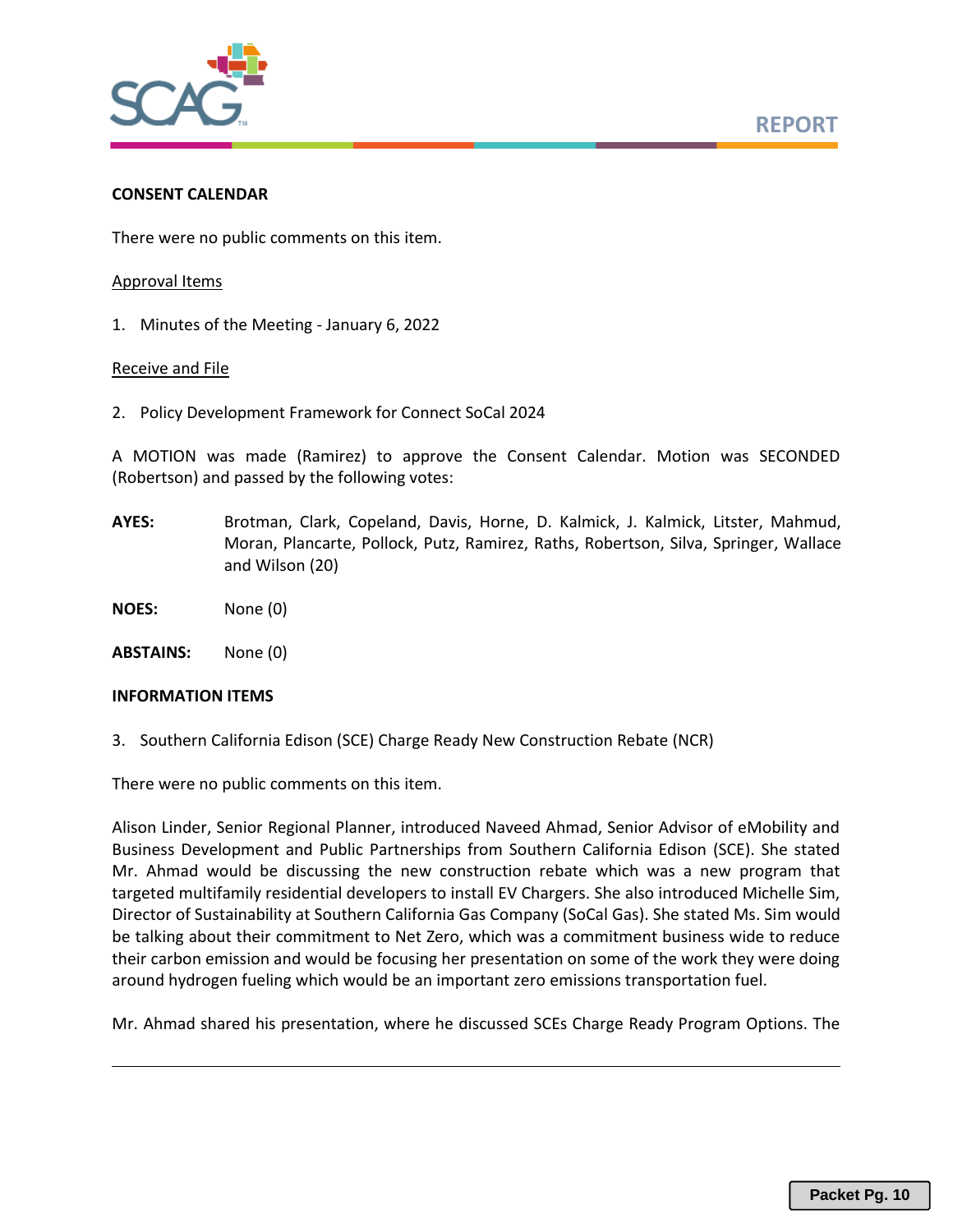**CONSENT CALENDAR**

There were no public comments on this item.

Approval Items

1. Minutes of the Meeting - January 6, 2022

Receive and File

2. Policy Development Framework for Connect SoCal 2024

A MOTION was made (Ramirez) to approve the Consent Calendar. Motion was SECONDED (Robertson) and passed by the following votes:

**AYES:** Brotman, Clark, Copeland, Davis, Horne, D. Kalmick, J. Kalmick, Litster, Mahmud, Moran, Plancarte, Pollock, Putz, Ramirez, Raths, Robertson, Silva, Springer, Wallace and Wilson (20)

**NOES:** None (0)

**ABSTAINS:** None (0)

**INFORMATION ITEMS**

3. Southern California Edison (SCE) Charge Ready New Construction Rebate (NCR)

There were no public comments on this item.

Alison Linder, Senior Regional Planner, introduced Naveed Ahmad, Senior Advisor of eMobility and Business Development and Public Partnerships from Southern California Edison (SCE). She stated Mr. Ahmad would be discussing the new construction rebate which was a new program that targeted multifamily residential developers to install EV Chargers. She also introduced Michelle Sim, Director of Sustainability at Southern California Gas Company (SoCal Gas). She stated Ms. Sim would be talking about their commitment to Net Zero, which was a commitment business wide to reduce their carbon emission and would be focusing her presentation on some of the work they were doing around hydrogen fueling which would be an important zero emissions transportation fuel.

Mr. Ahmad shared his presentation, where he discussed SCEs Charge Ready Program Options. The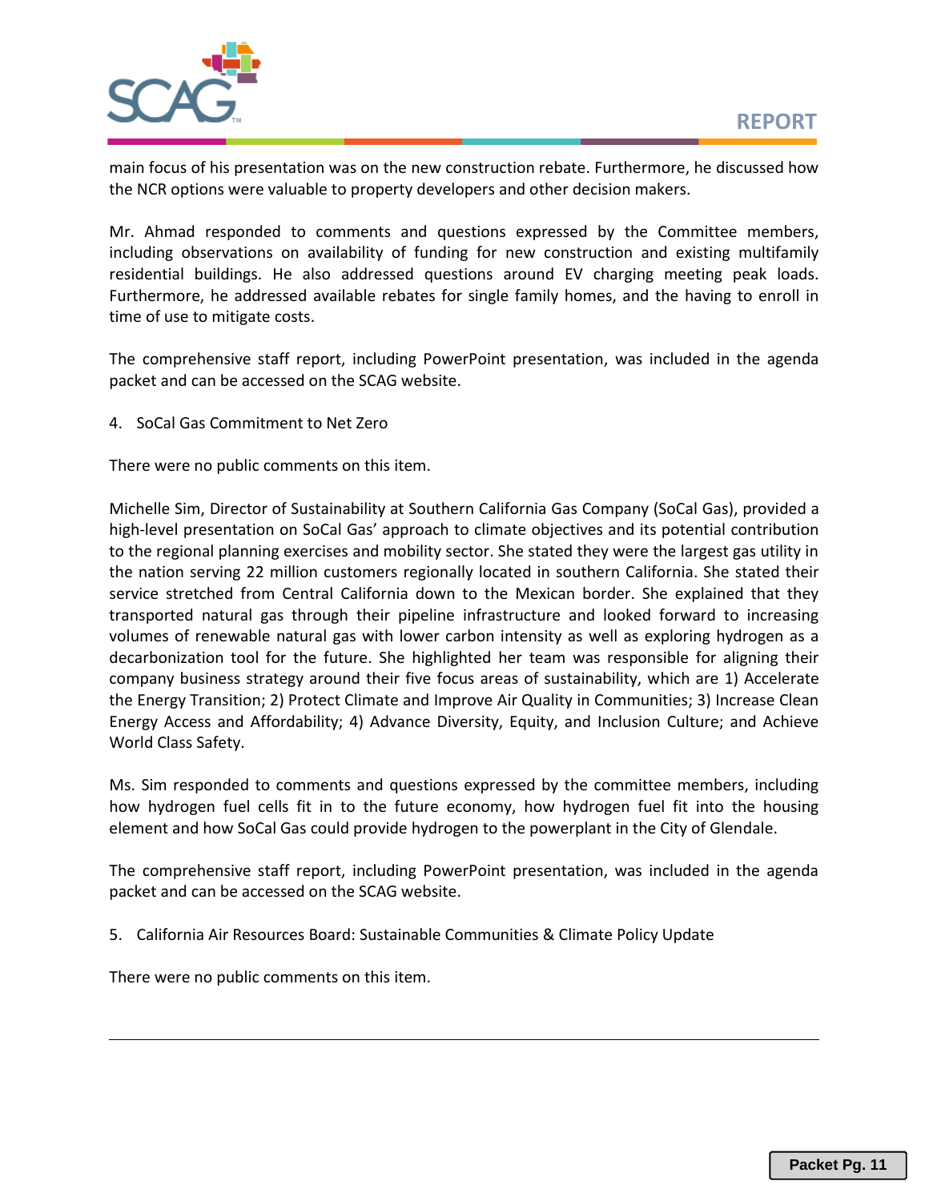main focus of his presentation was on the new construction rebate. Furthermore, he discussed how the NCR options were valuable to property developers and other decision makers.

Mr. Ahmad responded to comments and questions expressed by the Committee members, including observations on availability of funding for new construction and existing multifamily residential buildings. He also addressed questions around EV charging meeting peak loads. Furthermore, he addressed available rebates for single family homes, and the having to enroll in time of use to mitigate costs.

The comprehensive staff report, including PowerPoint presentation, was included in the agenda packet and can be accessed on the SCAG website.

4. SoCal Gas Commitment to Net Zero

There were no public comments on this item.

Michelle Sim, Director of Sustainability at Southern California Gas Company (SoCal Gas), provided a high-level presentation on SoCal Gas' approach to climate objectives and its potential contribution to the regional planning exercises and mobility sector. She stated they were the largest gas utility in the nation serving 22 million customers regionally located in southern California. She stated their service stretched from Central California down to the Mexican border. She explained that they transported natural gas through their pipeline infrastructure and looked forward to increasing volumes of renewable natural gas with lower carbon intensity as well as exploring hydrogen as a decarbonization tool for the future. She highlighted her team was responsible for aligning their company business strategy around their five focus areas of sustainability, which are 1) Accelerate the Energy Transition; 2) Protect Climate and Improve Air Quality in Communities; 3) Increase Clean Energy Access and Affordability; 4) Advance Diversity, Equity, and Inclusion Culture; and Achieve World Class Safety.

Ms. Sim responded to comments and questions expressed by the committee members, including how hydrogen fuel cells fit in to the future economy, how hydrogen fuel fit into the housing element and how SoCal Gas could provide hydrogen to the powerplant in the City of Glendale.

The comprehensive staff report, including PowerPoint presentation, was included in the agenda packet and can be accessed on the SCAG website.

5. California Air Resources Board: Sustainable Communities & Climate Policy Update

There were no public comments on this item.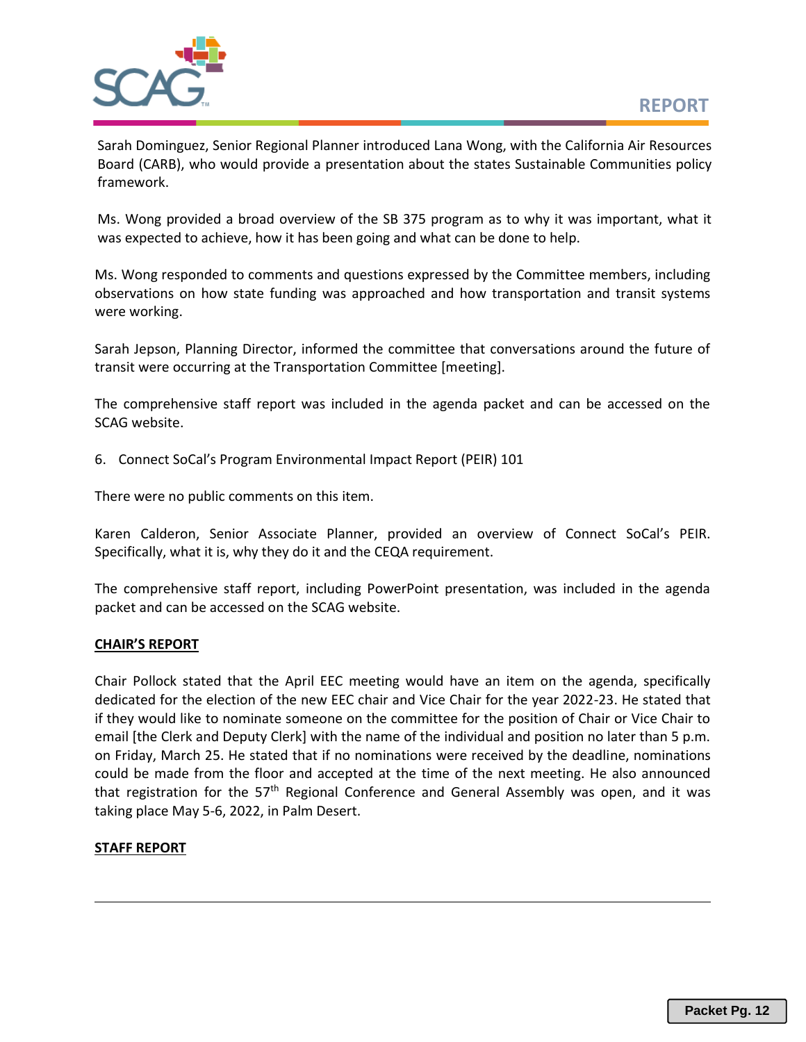Sarah Dominguez, Senior Regional Planner introduced Lana Wong, with the California Air Resources Board (CARB), who would provide a presentation about the states Sustainable Communities policy framework.

Ms. Wong provided a broad overview of the SB 375 program as to why it was important, what it was expected to achieve, how it has been going and what can be done to help.

Ms. Wong responded to comments and questions expressed by the Committee members, including observations on how state funding was approached and how transportation and transit systems were working.

Sarah Jepson, Planning Director, informed the committee that conversations around the future of transit were occurring at the Transportation Committee [meeting].

The comprehensive staff report was included in the agenda packet and can be accessed on the SCAG website.

6. Connect SoCal's Program Environmental Impact Report (PEIR) 101

There were no public comments on this item.

Karen Calderon, Senior Associate Planner, provided an overview of Connect SoCal's PEIR. Specifically, what it is, why they do it and the CEQA requirement.

The comprehensive staff report, including PowerPoint presentation, was included in the agenda packet and can be accessed on the SCAG website.

**CHAIR'S REPORT**

Chair Pollock stated that the April EEC meeting would have an item on the agenda, specifically dedicated for the election of the new EEC chair and Vice Chair for the year 2022-23. He stated that if they would like to nominate someone on the committee for the position of Chair or Vice Chair to email [the Clerk and Deputy Clerk] with the name of the individual and position no later than 5 p.m. on Friday, March 25. He stated that if no nominations were received by the deadline, nominations could be made from the floor and accepted at the time of the next meeting. He also announced that registration for the 57th Regional Conference and General Assembly was open, and it was taking place May 5-6, 2022, in Palm Desert.

**STAFF REPORT**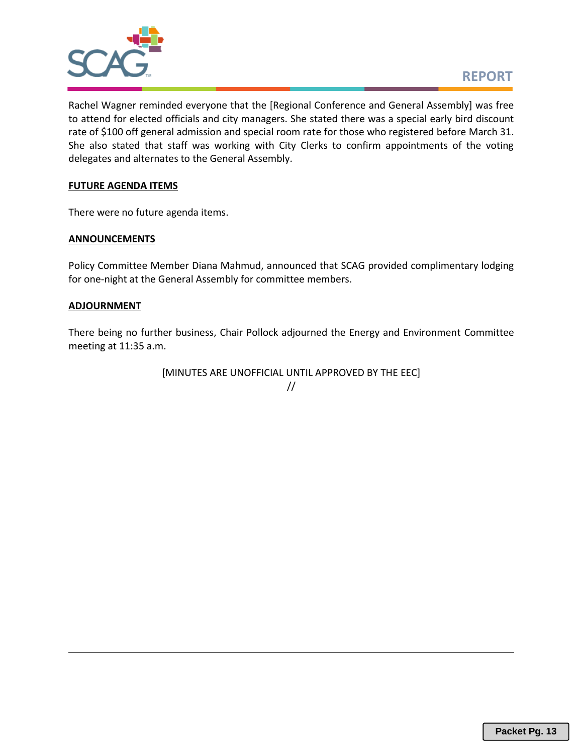Rachel Wagner reminded everyone that the [Regional Conference and General Assembly] was free to attend for elected officials and city managers. She stated there was a special early bird discount rate of $100 off general admission and special room rate for those who registered before March 31. She also stated that staff was working with City Clerks to confirm appointments of the voting delegates and alternates to the General Assembly.

**FUTURE AGENDA ITEMS**

There were no future agenda items.

**ANNOUNCEMENTS**

Policy Committee Member Diana Mahmud, announced that SCAG provided complimentary lodging for one-night at the General Assembly for committee members.

**ADJOURNMENT**

There being no further business, Chair Pollock adjourned the Energy and Environment Committee meeting at 11:35 a.m.

[MINUTES ARE UNOFFICIAL UNTIL APPROVED BY THE EEC]

//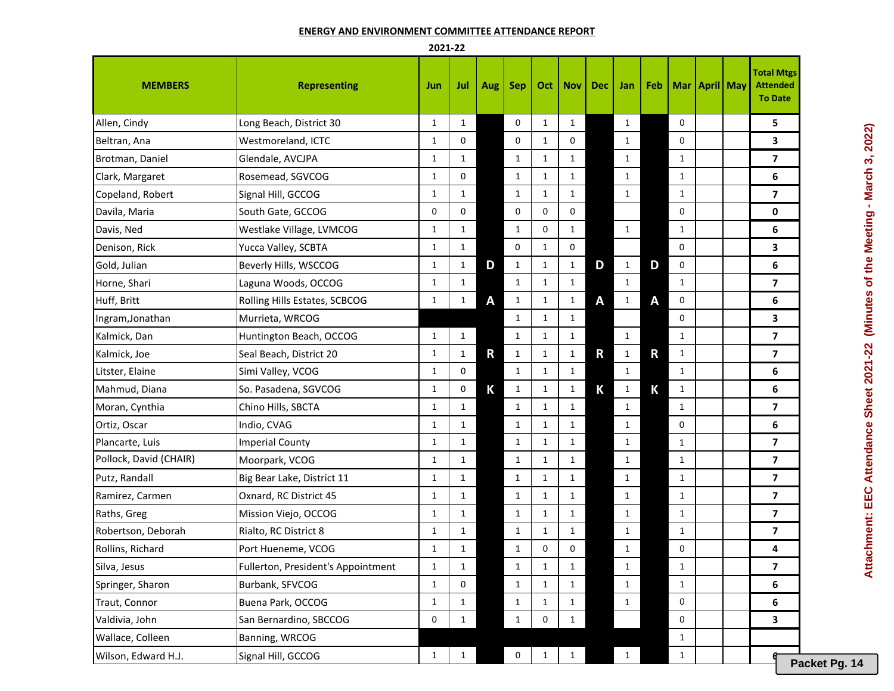**ENERGY AND ENVIRONMENT COMMITTEE ATTENDANCE REPORT**

**2021-22**

| MEMBERS | Representing | Jun | Jul | Aug | Sep | Oct | Nov | Dec | Jan | Feb | Mar | April | May | Total Mtgs Attended To Date |
|---|---|---|---|---|---|---|---|---|---|---|---|---|---|---|
| Allen, Cindy | Long Beach, District 30 | 1 | 1 | | 0 | 1 | 1 | | 1 | | 0 | | | 5 |
| Beltran, Ana | Westmoreland, ICTC | 1 | 0 | | 0 | 1 | 0 | | 1 | | 0 | | | 3 |
| Brotman, Daniel | Glendale, AVCJPA | 1 | 1 | | 1 | 1 | 1 | | 1 | | 1 | | | 7 |
| Clark, Margaret | Rosemead, SGVCOG | 1 | 0 | | 1 | 1 | 1 | | 1 | | 1 | | | 6 |
| Copeland, Robert | Signal Hill, GCCOG | 1 | 1 | | 1 | 1 | 1 | | 1 | | 1 | | | 7 |
| Davila, Maria | South Gate, GCCOG | 0 | 0 | | 0 | 0 | 0 | | | | 0 | | | 0 |
| Davis, Ned | Westlake Village, LVMCOG | 1 | 1 | | 1 | 0 | 1 | | 1 | | 1 | | | 6 |
| Denison, Rick | Yucca Valley, SCBTA | 1 | 1 | | 0 | 1 | 0 | | | | 0 | | | 3 |
| Gold, Julian | Beverly Hills, WSCCOG | 1 | 1 | D | 1 | 1 | 1 | D | 1 | D | 0 | | | 6 |
| Horne, Shari | Laguna Woods, OCCOG | 1 | 1 | | 1 | 1 | 1 | | 1 | | 1 | | | 7 |
| Huff, Britt | Rolling Hills Estates, SCBCOG | 1 | 1 | A | 1 | 1 | 1 | A | 1 | A | 0 | | | 6 |
| Ingram,Jonathan | Murrieta, WRCOG | | | | 1 | 1 | 1 | | | | 0 | | | 3 |
| Kalmick, Dan | Huntington Beach, OCCOG | 1 | 1 | | 1 | 1 | 1 | | 1 | | 1 | | | 7 |
| Kalmick, Joe | Seal Beach, District 20 | 1 | 1 | R | 1 | 1 | 1 | R | 1 | R | 1 | | | 7 |
| Litster, Elaine | Simi Valley, VCOG | 1 | 0 | | 1 | 1 | 1 | | 1 | | 1 | | | 6 |
| Mahmud, Diana | So. Pasadena, SGVCOG | 1 | 0 | K | 1 | 1 | 1 | K | 1 | K | 1 | | | 6 |
| Moran, Cynthia | Chino Hills, SBCTA | 1 | 1 | | 1 | 1 | 1 | | 1 | | 1 | | | 7 |
| Ortiz, Oscar | Indio, CVAG | 1 | 1 | | 1 | 1 | 1 | | 1 | | 0 | | | 6 |
| Plancarte, Luis | Imperial County | 1 | 1 | | 1 | 1 | 1 | | 1 | | 1 | | | 7 |
| Pollock, David (CHAIR) | Moorpark, VCOG | 1 | 1 | | 1 | 1 | 1 | | 1 | | 1 | | | 7 |
| Putz, Randall | Big Bear Lake, District 11 | 1 | 1 | | 1 | 1 | 1 | | 1 | | 1 | | | 7 |
| Ramirez, Carmen | Oxnard, RC District 45 | 1 | 1 | | 1 | 1 | 1 | | 1 | | 1 | | | 7 |
| Raths, Greg | Mission Viejo, OCCOG | 1 | 1 | | 1 | 1 | 1 | | 1 | | 1 | | | 7 |
| Robertson, Deborah | Rialto, RC District 8 | 1 | 1 | | 1 | 1 | 1 | | 1 | | 1 | | | 7 |
| Rollins, Richard | Port Hueneme, VCOG | 1 | 1 | | 1 | 0 | 0 | | 1 | | 0 | | | 4 |
| Silva, Jesus | Fullerton, President's Appointment | 1 | 1 | | 1 | 1 | 1 | | 1 | | 1 | | | 7 |
| Springer, Sharon | Burbank, SFVCOG | 1 | 0 | | 1 | 1 | 1 | | 1 | | 1 | | | 6 |
| Traut, Connor | Buena Park, OCCOG | 1 | 1 | | 1 | 1 | 1 | | 1 | | 0 | | | 6 |
| Valdivia, John | San Bernardino, SBCCOG | 0 | 1 | | 1 | 0 | 1 | | | | 0 | | | 3 |
| Wallace, Colleen | Banning, WRCOG | | | | | | | | | | 1 | | | |
| Wilson, Edward H.J. | Signal Hill, GCCOG | 1 | 1 | | 0 | 1 | 1 | | 1 | | 1 | | | 6 |

Attachment: EEC Attendance Sheet 2021-22 (Minutes of the Meeting - March 3, 2022)